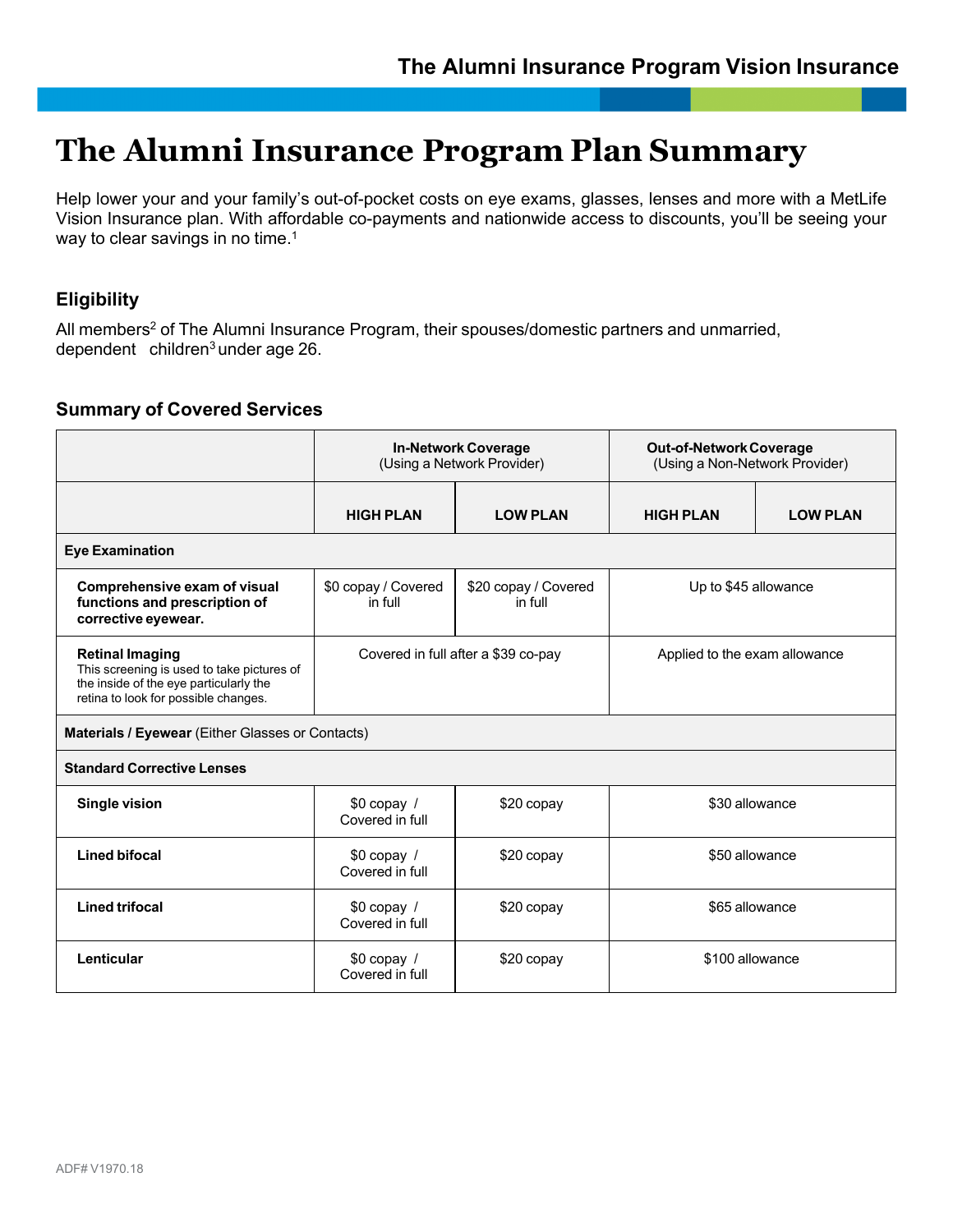# The Alumni Insurance Program Plan Summary

Help lower your and your family's out-of-pocket costs on eye exams, glasses, lenses and more with a MetLife Vision Insurance plan. With affordable co-payments and nationwide access to discounts, you'll be seeing your way to clear savings in no time.[1]

## Eligibility

All members[2] of The Alumni Insurance Program, their spouses/domestic partners and unmarried, dependent children[3] under age 26.

## Summary of Covered Services

| | **In-Network Coverage** (Using a Network Provider) | | **Out-of-Network Coverage** (Using a Non-Network Provider) | |
|---|---|---|---|---|
| | **HIGH PLAN** | **LOW PLAN** | **HIGH PLAN** | **LOW PLAN** |
| **Eye Examination** | | | | |
| **Comprehensive exam of visual functions and prescription of corrective eyewear.** | $0 copay / Covered in full | $20 copay / Covered in full | Up to $45 allowance | |
| **Retinal Imaging** This screening is used to take pictures of the inside of the eye particularly the retina to look for possible changes. | Covered in full after a $39 co-pay | | Applied to the exam allowance | |
| **Materials / Eyewear** (Either Glasses or Contacts) | | | | |
| **Standard Corrective Lenses** | | | | |
| **Single vision** | $0 copay / Covered in full | $20 copay | $30 allowance | |
| **Lined bifocal** | $0 copay / Covered in full | $20 copay | $50 allowance | |
| **Lined trifocal** | $0 copay / Covered in full | $20 copay | $65 allowance | |
| **Lenticular** | $0 copay / Covered in full | $20 copay | $100 allowance | |

ADF# V1970.18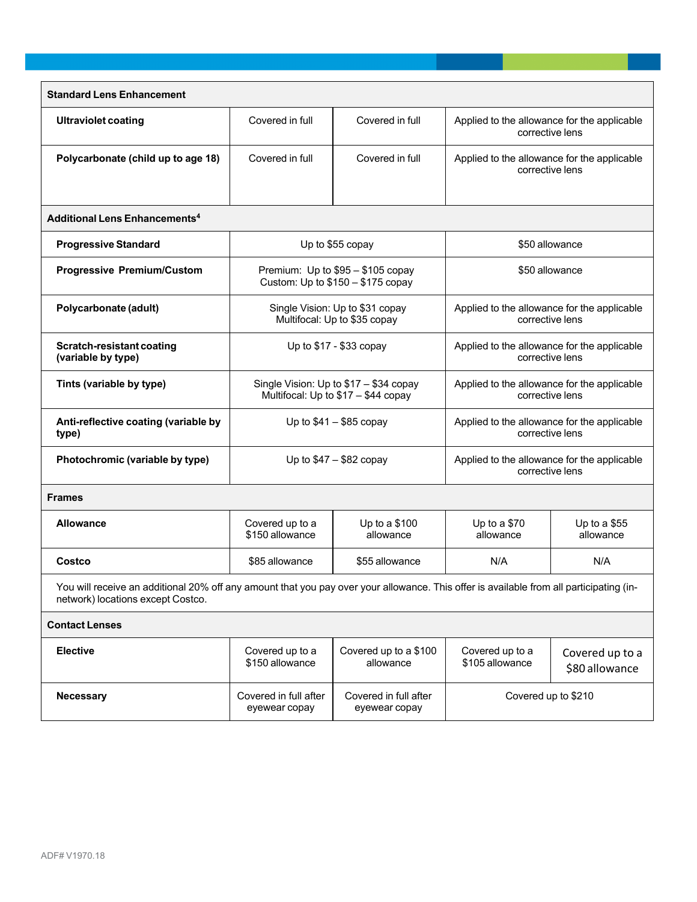| | | | | |
|---|---|---|---|---|
| **Standard Lens Enhancement** | | | | |
| **Ultraviolet coating** | Covered in full | Covered in full | Applied to the allowance for the applicable corrective lens | |
| **Polycarbonate (child up to age 18)** | Covered in full | Covered in full | Applied to the allowance for the applicable corrective lens | |
| **Additional Lens Enhancements[4]** | | | | |
| **Progressive Standard** | Up to $55 copay | | $50 allowance | |
| **Progressive Premium/Custom** | Premium: Up to $95 – $105 copay<br>Custom: Up to $150 – $175 copay | | $50 allowance | |
| **Polycarbonate (adult)** | Single Vision: Up to $31 copay<br>Multifocal: Up to $35 copay | | Applied to the allowance for the applicable corrective lens | |
| **Scratch-resistant coating (variable by type)** | Up to $17 - $33 copay | | Applied to the allowance for the applicable corrective lens | |
| **Tints (variable by type)** | Single Vision: Up to $17 – $34 copay<br>Multifocal: Up to $17 – $44 copay | | Applied to the allowance for the applicable corrective lens | |
| **Anti-reflective coating (variable by type)** | Up to $41 – $85 copay | | Applied to the allowance for the applicable corrective lens | |
| **Photochromic (variable by type)** | Up to $47 – $82 copay | | Applied to the allowance for the applicable corrective lens | |
| **Frames** | | | | |
| **Allowance** | Covered up to a $150 allowance | Up to a $100 allowance | Up to a $70 allowance | Up to a $55 allowance |
| **Costco** | $85 allowance | $55 allowance | N/A | N/A |
| You will receive an additional 20% off any amount that you pay over your allowance. This offer is available from all participating (in-network) locations except Costco. | | | | |
| **Contact Lenses** | | | | |
| **Elective** | Covered up to a $150 allowance | Covered up to a $100 allowance | Covered up to a $105 allowance | Covered up to a $80 allowance |
| **Necessary** | Covered in full after eyewear copay | Covered in full after eyewear copay | Covered up to $210 | |

ADF# V1970.18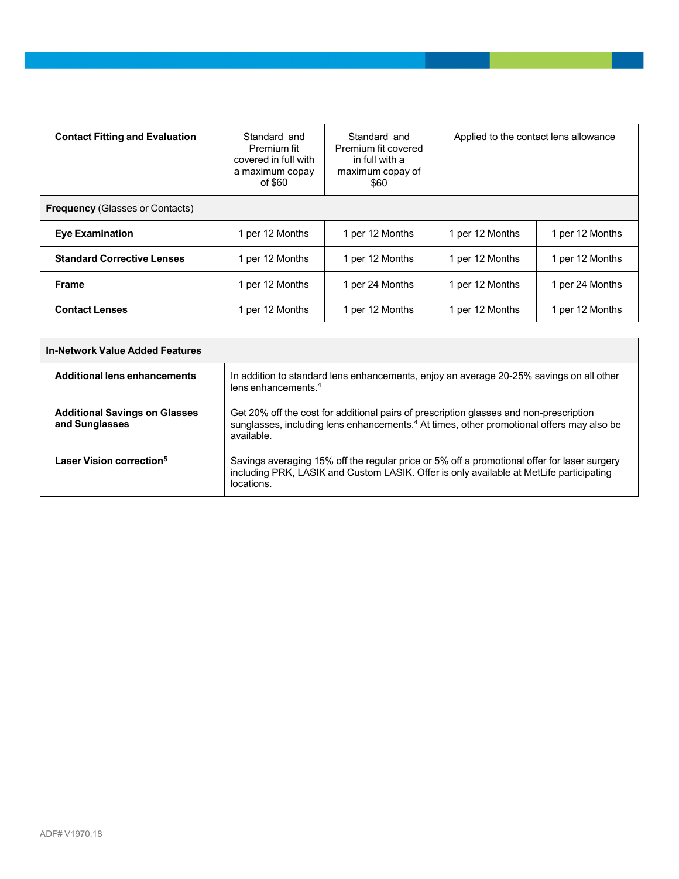| Contact Fitting and Evaluation | Standard and Premium fit covered in full with a maximum copay of $60 | Standard and Premium fit covered in full with a maximum copay of $60 | Applied to the contact lens allowance | |
|---|---|---|---|---|
| **Frequency** (Glasses or Contacts) | | | | |
| **Eye Examination** | 1 per 12 Months | 1 per 12 Months | 1 per 12 Months | 1 per 12 Months |
| **Standard Corrective Lenses** | 1 per 12 Months | 1 per 12 Months | 1 per 12 Months | 1 per 12 Months |
| **Frame** | 1 per 12 Months | 1 per 24 Months | 1 per 12 Months | 1 per 24 Months |
| **Contact Lenses** | 1 per 12 Months | 1 per 12 Months | 1 per 12 Months | 1 per 12 Months |

| In-Network Value Added Features | |
|---|---|
| **Additional lens enhancements** | In addition to standard lens enhancements, enjoy an average 20-25% savings on all other lens enhancements.[4] |
| **Additional Savings on Glasses and Sunglasses** | Get 20% off the cost for additional pairs of prescription glasses and non-prescription sunglasses, including lens enhancements.[4] At times, other promotional offers may also be available. |
| **Laser Vision correction[5]** | Savings averaging 15% off the regular price or 5% off a promotional offer for laser surgery including PRK, LASIK and Custom LASIK. Offer is only available at MetLife participating locations. |

ADF# V1970.18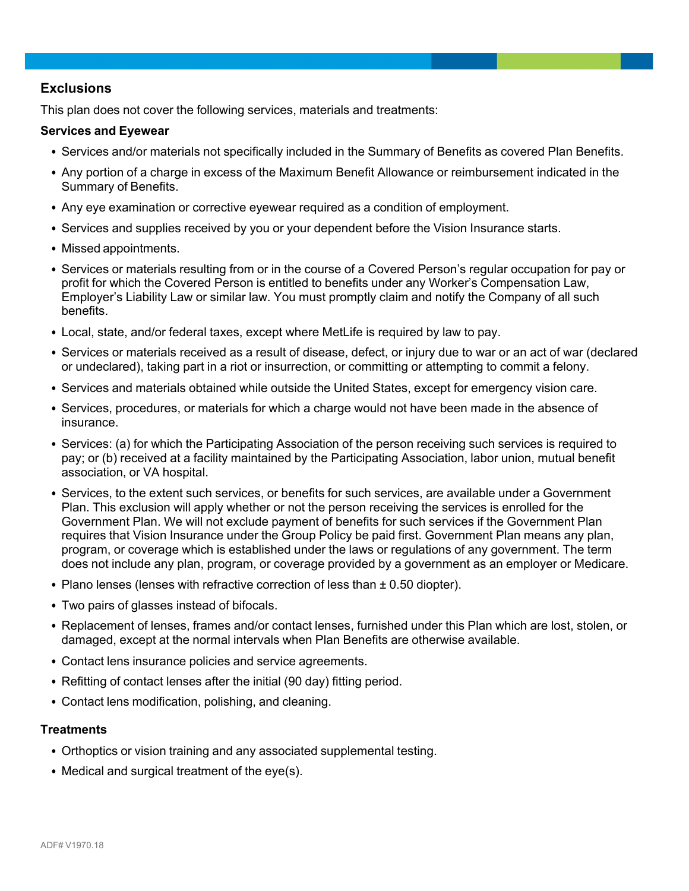## Exclusions

This plan does not cover the following services, materials and treatments:

### Services and Eyewear

- Services and/or materials not specifically included in the Summary of Benefits as covered Plan Benefits.
- Any portion of a charge in excess of the Maximum Benefit Allowance or reimbursement indicated in the Summary of Benefits.
- Any eye examination or corrective eyewear required as a condition of employment.
- Services and supplies received by you or your dependent before the Vision Insurance starts.
- Missed appointments.
- Services or materials resulting from or in the course of a Covered Person's regular occupation for pay or profit for which the Covered Person is entitled to benefits under any Worker's Compensation Law, Employer's Liability Law or similar law. You must promptly claim and notify the Company of all such benefits.
- Local, state, and/or federal taxes, except where MetLife is required by law to pay.
- Services or materials received as a result of disease, defect, or injury due to war or an act of war (declared or undeclared), taking part in a riot or insurrection, or committing or attempting to commit a felony.
- Services and materials obtained while outside the United States, except for emergency vision care.
- Services, procedures, or materials for which a charge would not have been made in the absence of insurance.
- Services: (a) for which the Participating Association of the person receiving such services is required to pay; or (b) received at a facility maintained by the Participating Association, labor union, mutual benefit association, or VA hospital.
- Services, to the extent such services, or benefits for such services, are available under a Government Plan. This exclusion will apply whether or not the person receiving the services is enrolled for the Government Plan. We will not exclude payment of benefits for such services if the Government Plan requires that Vision Insurance under the Group Policy be paid first. Government Plan means any plan, program, or coverage which is established under the laws or regulations of any government. The term does not include any plan, program, or coverage provided by a government as an employer or Medicare.
- Plano lenses (lenses with refractive correction of less than ± 0.50 diopter).
- Two pairs of glasses instead of bifocals.
- Replacement of lenses, frames and/or contact lenses, furnished under this Plan which are lost, stolen, or damaged, except at the normal intervals when Plan Benefits are otherwise available.
- Contact lens insurance policies and service agreements.
- Refitting of contact lenses after the initial (90 day) fitting period.
- Contact lens modification, polishing, and cleaning.

### Treatments

- Orthoptics or vision training and any associated supplemental testing.
- Medical and surgical treatment of the eye(s).

ADF# V1970.18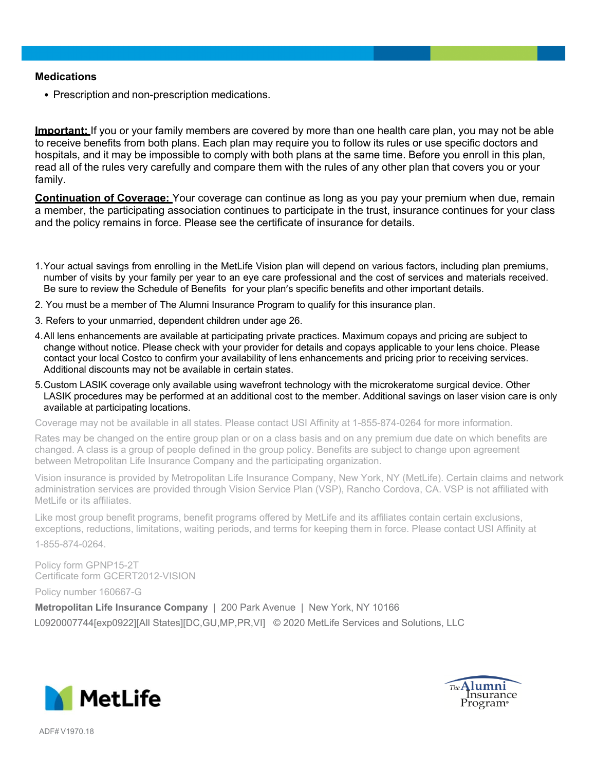**Medications**

- Prescription and non-prescription medications.

**Important:** If you or your family members are covered by more than one health care plan, you may not be able to receive benefits from both plans. Each plan may require you to follow its rules or use specific doctors and hospitals, and it may be impossible to comply with both plans at the same time. Before you enroll in this plan, read all of the rules very carefully and compare them with the rules of any other plan that covers you or your family.

**Continuation of Coverage:** Your coverage can continue as long as you pay your premium when due, remain a member, the participating association continues to participate in the trust, insurance continues for your class and the policy remains in force. Please see the certificate of insurance for details.

1. Your actual savings from enrolling in the MetLife Vision plan will depend on various factors, including plan premiums, number of visits by your family per year to an eye care professional and the cost of services and materials received. Be sure to review the Schedule of Benefits for your plan's specific benefits and other important details.
2. You must be a member of The Alumni Insurance Program to qualify for this insurance plan.
3. Refers to your unmarried, dependent children under age 26.
4. All lens enhancements are available at participating private practices. Maximum copays and pricing are subject to change without notice. Please check with your provider for details and copays applicable to your lens choice. Please contact your local Costco to confirm your availability of lens enhancements and pricing prior to receiving services. Additional discounts may not be available in certain states.
5. Custom LASIK coverage only available using wavefront technology with the microkeratome surgical device. Other LASIK procedures may be performed at an additional cost to the member. Additional savings on laser vision care is only available at participating locations.

Coverage may not be available in all states. Please contact USI Affinity at 1-855-874-0264 for more information.

Rates may be changed on the entire group plan or on a class basis and on any premium due date on which benefits are changed. A class is a group of people defined in the group policy. Benefits are subject to change upon agreement between Metropolitan Life Insurance Company and the participating organization.

Vision insurance is provided by Metropolitan Life Insurance Company, New York, NY (MetLife). Certain claims and network administration services are provided through Vision Service Plan (VSP), Rancho Cordova, CA. VSP is not affiliated with MetLife or its affiliates.

Like most group benefit programs, benefit programs offered by MetLife and its affiliates contain certain exclusions, exceptions, reductions, limitations, waiting periods, and terms for keeping them in force. Please contact USI Affinity at 1-855-874-0264.

Policy form GPNP15-2T
Certificate form GCERT2012-VISION

Policy number 160667-G

**Metropolitan Life Insurance Company** | 200 Park Avenue | New York, NY 10166

L0920007744[exp0922][All States][DC,GU,MP,PR,VI] © 2020 MetLife Services and Solutions, LLC

MetLife

The Alumni Insurance Program®

ADF# V1970.18